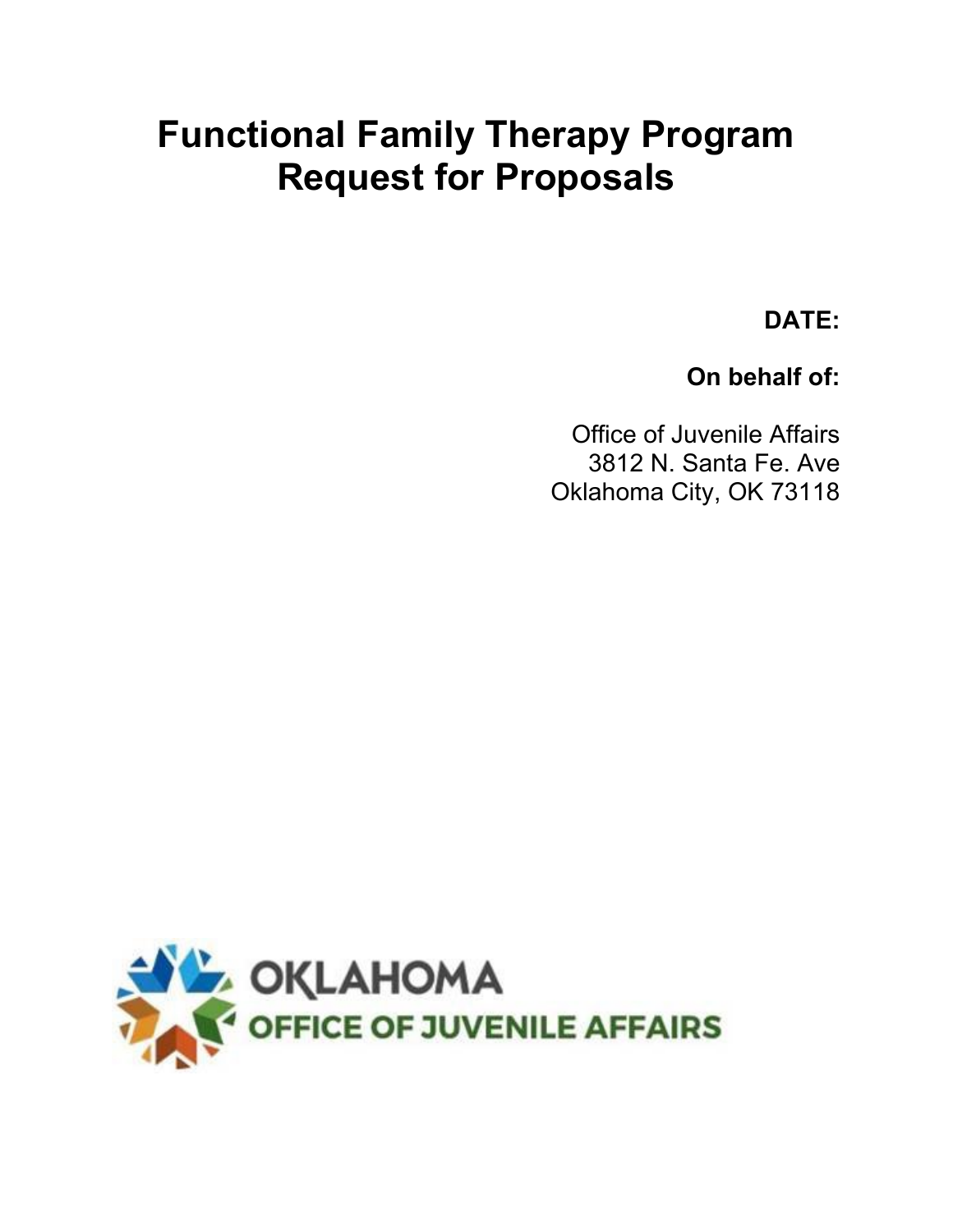# Functional Family Therapy Program Request for Proposals

**DATE:**

**On behalf of:**

Office of Juvenile Affairs
3812 N. Santa Fe. Ave
Oklahoma City, OK 73118

OKLAHOMA
OFFICE OF JUVENILE AFFAIRS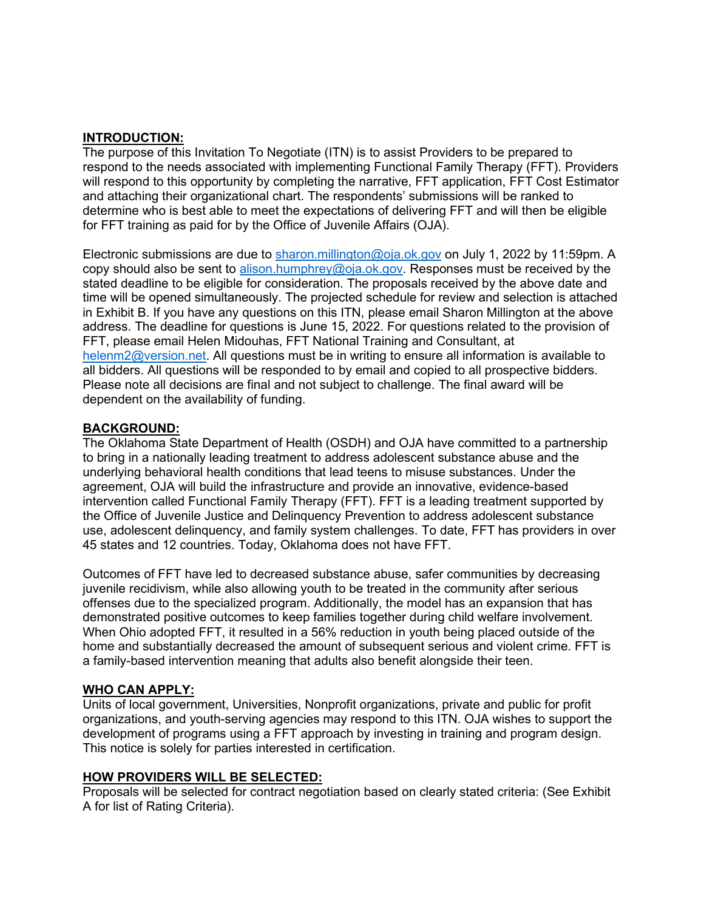## INTRODUCTION:

The purpose of this Invitation To Negotiate (ITN) is to assist Providers to be prepared to respond to the needs associated with implementing Functional Family Therapy (FFT). Providers will respond to this opportunity by completing the narrative, FFT application, FFT Cost Estimator and attaching their organizational chart. The respondents' submissions will be ranked to determine who is best able to meet the expectations of delivering FFT and will then be eligible for FFT training as paid for by the Office of Juvenile Affairs (OJA).

Electronic submissions are due to sharon.millington@oja.ok.gov on July 1, 2022 by 11:59pm. A copy should also be sent to alison.humphrey@oja.ok.gov. Responses must be received by the stated deadline to be eligible for consideration. The proposals received by the above date and time will be opened simultaneously. The projected schedule for review and selection is attached in Exhibit B. If you have any questions on this ITN, please email Sharon Millington at the above address. The deadline for questions is June 15, 2022. For questions related to the provision of FFT, please email Helen Midouhas, FFT National Training and Consultant, at helenm2@version.net. All questions must be in writing to ensure all information is available to all bidders. All questions will be responded to by email and copied to all prospective bidders. Please note all decisions are final and not subject to challenge. The final award will be dependent on the availability of funding.

## BACKGROUND:

The Oklahoma State Department of Health (OSDH) and OJA have committed to a partnership to bring in a nationally leading treatment to address adolescent substance abuse and the underlying behavioral health conditions that lead teens to misuse substances. Under the agreement, OJA will build the infrastructure and provide an innovative, evidence-based intervention called Functional Family Therapy (FFT). FFT is a leading treatment supported by the Office of Juvenile Justice and Delinquency Prevention to address adolescent substance use, adolescent delinquency, and family system challenges. To date, FFT has providers in over 45 states and 12 countries. Today, Oklahoma does not have FFT.

Outcomes of FFT have led to decreased substance abuse, safer communities by decreasing juvenile recidivism, while also allowing youth to be treated in the community after serious offenses due to the specialized program. Additionally, the model has an expansion that has demonstrated positive outcomes to keep families together during child welfare involvement. When Ohio adopted FFT, it resulted in a 56% reduction in youth being placed outside of the home and substantially decreased the amount of subsequent serious and violent crime. FFT is a family-based intervention meaning that adults also benefit alongside their teen.

## WHO CAN APPLY:

Units of local government, Universities, Nonprofit organizations, private and public for profit organizations, and youth-serving agencies may respond to this ITN. OJA wishes to support the development of programs using a FFT approach by investing in training and program design. This notice is solely for parties interested in certification.

## HOW PROVIDERS WILL BE SELECTED:

Proposals will be selected for contract negotiation based on clearly stated criteria: (See Exhibit A for list of Rating Criteria).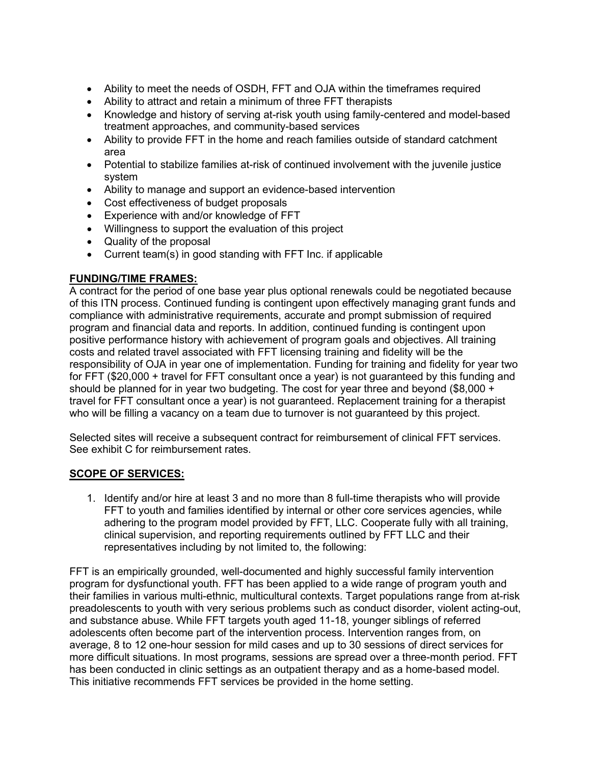- Ability to meet the needs of OSDH, FFT and OJA within the timeframes required
- Ability to attract and retain a minimum of three FFT therapists
- Knowledge and history of serving at-risk youth using family-centered and model-based treatment approaches, and community-based services
- Ability to provide FFT in the home and reach families outside of standard catchment area
- Potential to stabilize families at-risk of continued involvement with the juvenile justice system
- Ability to manage and support an evidence-based intervention
- Cost effectiveness of budget proposals
- Experience with and/or knowledge of FFT
- Willingness to support the evaluation of this project
- Quality of the proposal
- Current team(s) in good standing with FFT Inc. if applicable

**FUNDING/TIME FRAMES:**

A contract for the period of one base year plus optional renewals could be negotiated because of this ITN process. Continued funding is contingent upon effectively managing grant funds and compliance with administrative requirements, accurate and prompt submission of required program and financial data and reports. In addition, continued funding is contingent upon positive performance history with achievement of program goals and objectives. All training costs and related travel associated with FFT licensing training and fidelity will be the responsibility of OJA in year one of implementation. Funding for training and fidelity for year two for FFT ($20,000 + travel for FFT consultant once a year) is not guaranteed by this funding and should be planned for in year two budgeting. The cost for year three and beyond ($8,000 + travel for FFT consultant once a year) is not guaranteed. Replacement training for a therapist who will be filling a vacancy on a team due to turnover is not guaranteed by this project.

Selected sites will receive a subsequent contract for reimbursement of clinical FFT services. See exhibit C for reimbursement rates.

**SCOPE OF SERVICES:**

1. Identify and/or hire at least 3 and no more than 8 full-time therapists who will provide FFT to youth and families identified by internal or other core services agencies, while adhering to the program model provided by FFT, LLC. Cooperate fully with all training, clinical supervision, and reporting requirements outlined by FFT LLC and their representatives including by not limited to, the following:

FFT is an empirically grounded, well-documented and highly successful family intervention program for dysfunctional youth. FFT has been applied to a wide range of program youth and their families in various multi-ethnic, multicultural contexts. Target populations range from at-risk preadolescents to youth with very serious problems such as conduct disorder, violent acting-out, and substance abuse. While FFT targets youth aged 11-18, younger siblings of referred adolescents often become part of the intervention process. Intervention ranges from, on average, 8 to 12 one-hour session for mild cases and up to 30 sessions of direct services for more difficult situations. In most programs, sessions are spread over a three-month period. FFT has been conducted in clinic settings as an outpatient therapy and as a home-based model. This initiative recommends FFT services be provided in the home setting.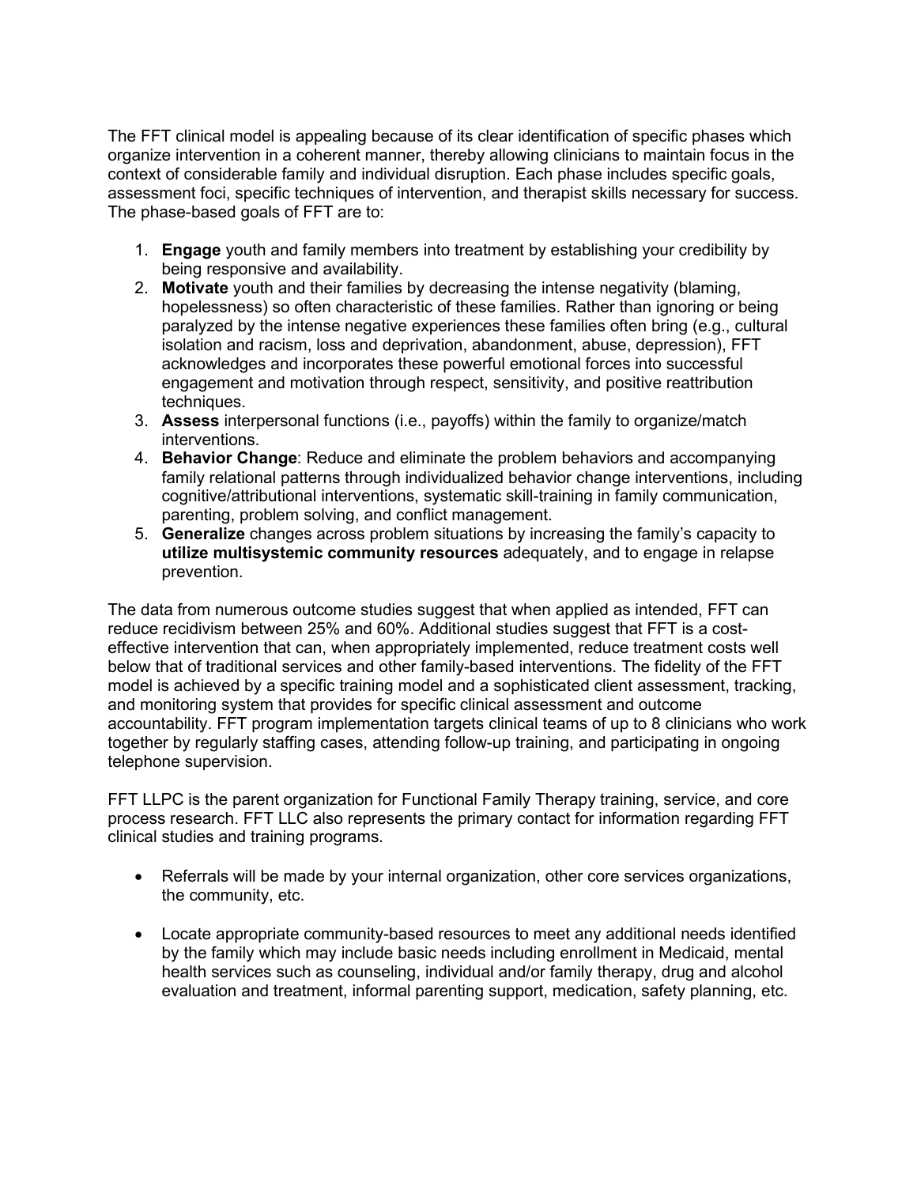The FFT clinical model is appealing because of its clear identification of specific phases which organize intervention in a coherent manner, thereby allowing clinicians to maintain focus in the context of considerable family and individual disruption. Each phase includes specific goals, assessment foci, specific techniques of intervention, and therapist skills necessary for success. The phase-based goals of FFT are to:

1. **Engage** youth and family members into treatment by establishing your credibility by being responsive and availability.
2. **Motivate** youth and their families by decreasing the intense negativity (blaming, hopelessness) so often characteristic of these families. Rather than ignoring or being paralyzed by the intense negative experiences these families often bring (e.g., cultural isolation and racism, loss and deprivation, abandonment, abuse, depression), FFT acknowledges and incorporates these powerful emotional forces into successful engagement and motivation through respect, sensitivity, and positive reattribution techniques.
3. **Assess** interpersonal functions (i.e., payoffs) within the family to organize/match interventions.
4. **Behavior Change**: Reduce and eliminate the problem behaviors and accompanying family relational patterns through individualized behavior change interventions, including cognitive/attributional interventions, systematic skill-training in family communication, parenting, problem solving, and conflict management.
5. **Generalize** changes across problem situations by increasing the family's capacity to **utilize multisystemic community resources** adequately, and to engage in relapse prevention.

The data from numerous outcome studies suggest that when applied as intended, FFT can reduce recidivism between 25% and 60%. Additional studies suggest that FFT is a cost-effective intervention that can, when appropriately implemented, reduce treatment costs well below that of traditional services and other family-based interventions. The fidelity of the FFT model is achieved by a specific training model and a sophisticated client assessment, tracking, and monitoring system that provides for specific clinical assessment and outcome accountability. FFT program implementation targets clinical teams of up to 8 clinicians who work together by regularly staffing cases, attending follow-up training, and participating in ongoing telephone supervision.

FFT LLPC is the parent organization for Functional Family Therapy training, service, and core process research. FFT LLC also represents the primary contact for information regarding FFT clinical studies and training programs.

- Referrals will be made by your internal organization, other core services organizations, the community, etc.

- Locate appropriate community-based resources to meet any additional needs identified by the family which may include basic needs including enrollment in Medicaid, mental health services such as counseling, individual and/or family therapy, drug and alcohol evaluation and treatment, informal parenting support, medication, safety planning, etc.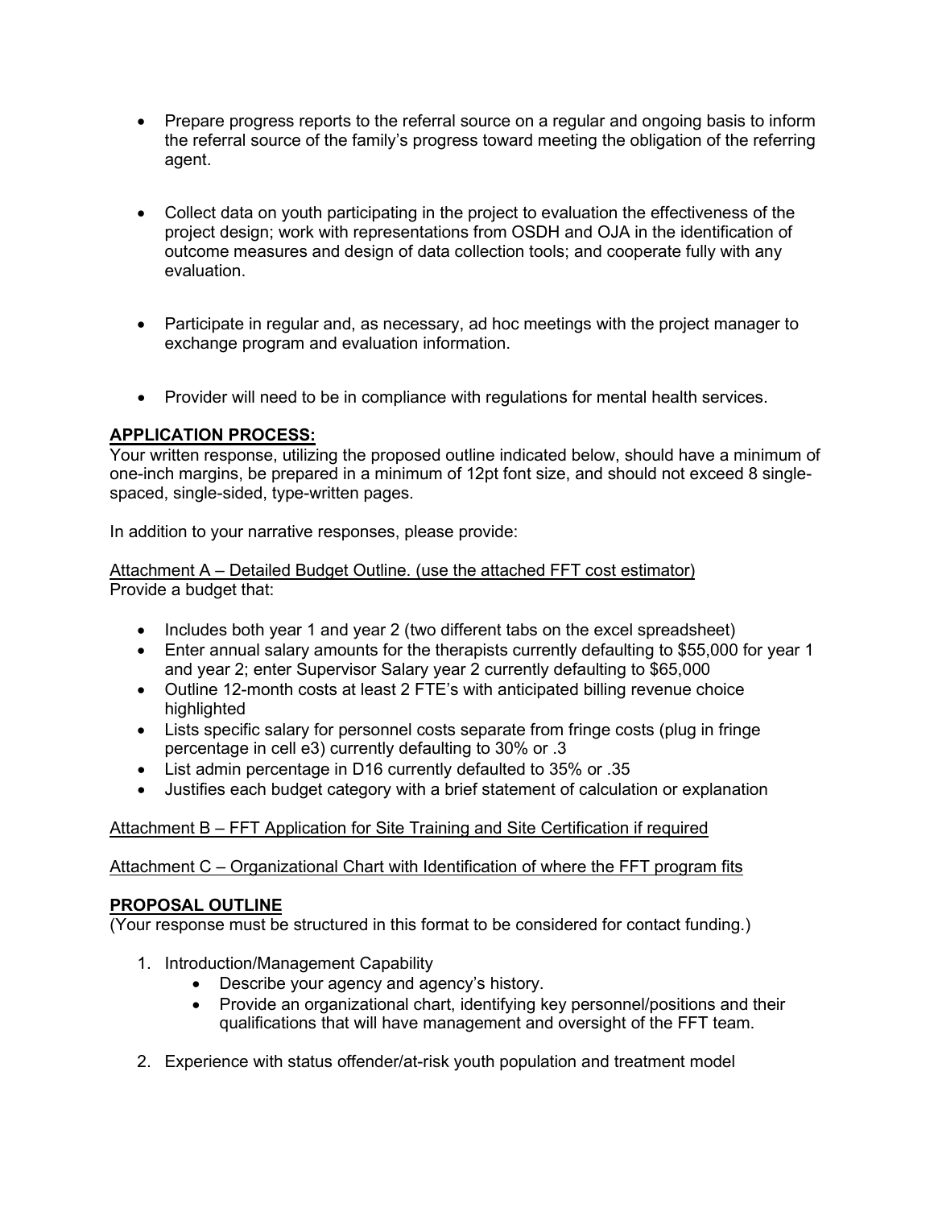- Prepare progress reports to the referral source on a regular and ongoing basis to inform the referral source of the family's progress toward meeting the obligation of the referring agent.

- Collect data on youth participating in the project to evaluation the effectiveness of the project design; work with representations from OSDH and OJA in the identification of outcome measures and design of data collection tools; and cooperate fully with any evaluation.

- Participate in regular and, as necessary, ad hoc meetings with the project manager to exchange program and evaluation information.

- Provider will need to be in compliance with regulations for mental health services.

## **APPLICATION PROCESS:**

Your written response, utilizing the proposed outline indicated below, should have a minimum of one-inch margins, be prepared in a minimum of 12pt font size, and should not exceed 8 single-spaced, single-sided, type-written pages.

In addition to your narrative responses, please provide:

<u>Attachment A – Detailed Budget Outline. (use the attached FFT cost estimator)</u>
Provide a budget that:

- Includes both year 1 and year 2 (two different tabs on the excel spreadsheet)
- Enter annual salary amounts for the therapists currently defaulting to $55,000 for year 1 and year 2; enter Supervisor Salary year 2 currently defaulting to $65,000
- Outline 12-month costs at least 2 FTE's with anticipated billing revenue choice highlighted
- Lists specific salary for personnel costs separate from fringe costs (plug in fringe percentage in cell e3) currently defaulting to 30% or .3
- List admin percentage in D16 currently defaulted to 35% or .35
- Justifies each budget category with a brief statement of calculation or explanation

<u>Attachment B – FFT Application for Site Training and Site Certification if required</u>

<u>Attachment C – Organizational Chart with Identification of where the FFT program fits</u>

## **PROPOSAL OUTLINE**

(Your response must be structured in this format to be considered for contact funding.)

1. Introduction/Management Capability
   - Describe your agency and agency's history.
   - Provide an organizational chart, identifying key personnel/positions and their qualifications that will have management and oversight of the FFT team.

2. Experience with status offender/at-risk youth population and treatment model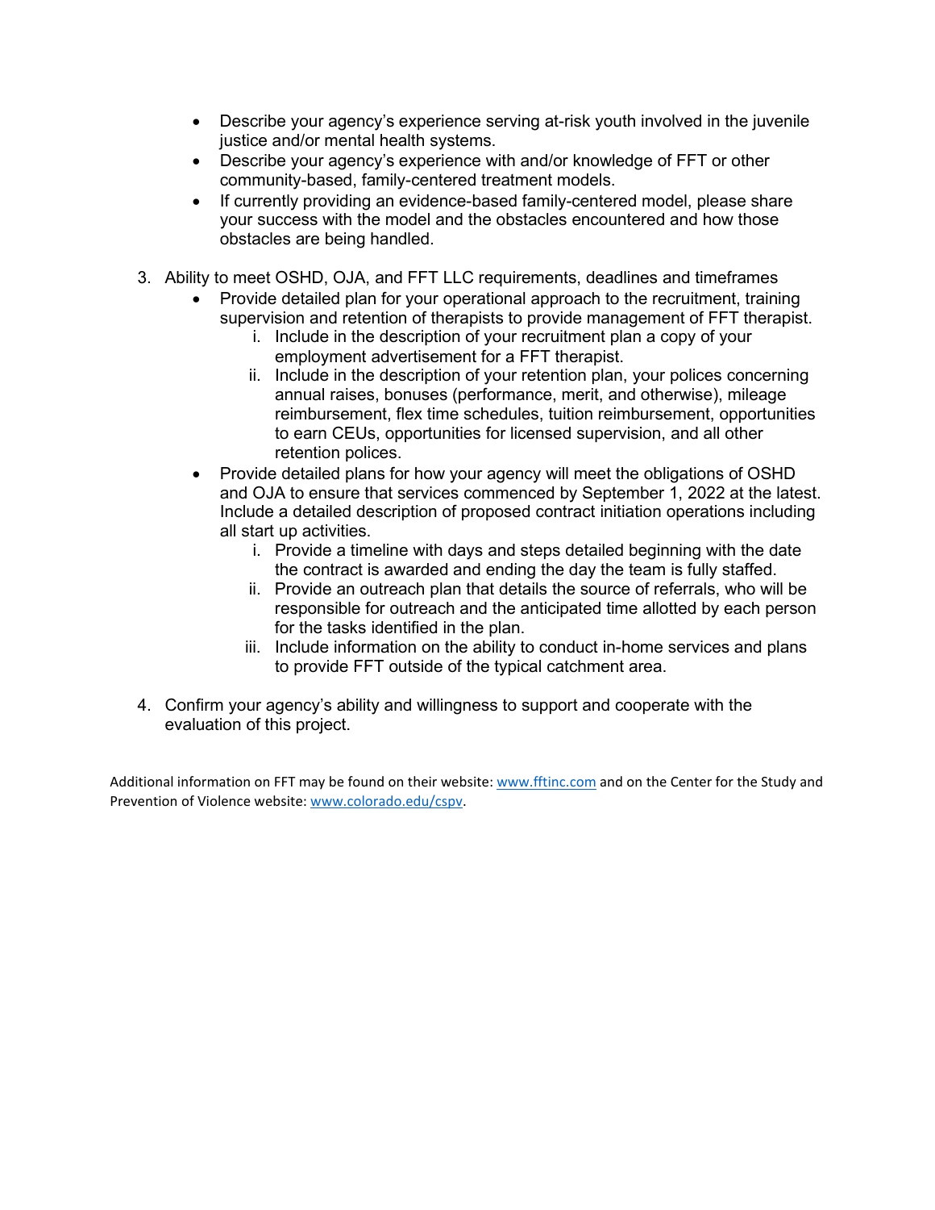- Describe your agency's experience serving at-risk youth involved in the juvenile justice and/or mental health systems.
- Describe your agency's experience with and/or knowledge of FFT or other community-based, family-centered treatment models.
- If currently providing an evidence-based family-centered model, please share your success with the model and the obstacles encountered and how those obstacles are being handled.

3. Ability to meet OSHD, OJA, and FFT LLC requirements, deadlines and timeframes
    - Provide detailed plan for your operational approach to the recruitment, training supervision and retention of therapists to provide management of FFT therapist.
        i. Include in the description of your recruitment plan a copy of your employment advertisement for a FFT therapist.
        ii. Include in the description of your retention plan, your polices concerning annual raises, bonuses (performance, merit, and otherwise), mileage reimbursement, flex time schedules, tuition reimbursement, opportunities to earn CEUs, opportunities for licensed supervision, and all other retention polices.
    - Provide detailed plans for how your agency will meet the obligations of OSHD and OJA to ensure that services commenced by September 1, 2022 at the latest. Include a detailed description of proposed contract initiation operations including all start up activities.
        i. Provide a timeline with days and steps detailed beginning with the date the contract is awarded and ending the day the team is fully staffed.
        ii. Provide an outreach plan that details the source of referrals, who will be responsible for outreach and the anticipated time allotted by each person for the tasks identified in the plan.
        iii. Include information on the ability to conduct in-home services and plans to provide FFT outside of the typical catchment area.

4. Confirm your agency's ability and willingness to support and cooperate with the evaluation of this project.

Additional information on FFT may be found on their website: [www.fftinc.com](http://www.fftinc.com) and on the Center for the Study and Prevention of Violence website: [www.colorado.edu/cspv](http://www.colorado.edu/cspv).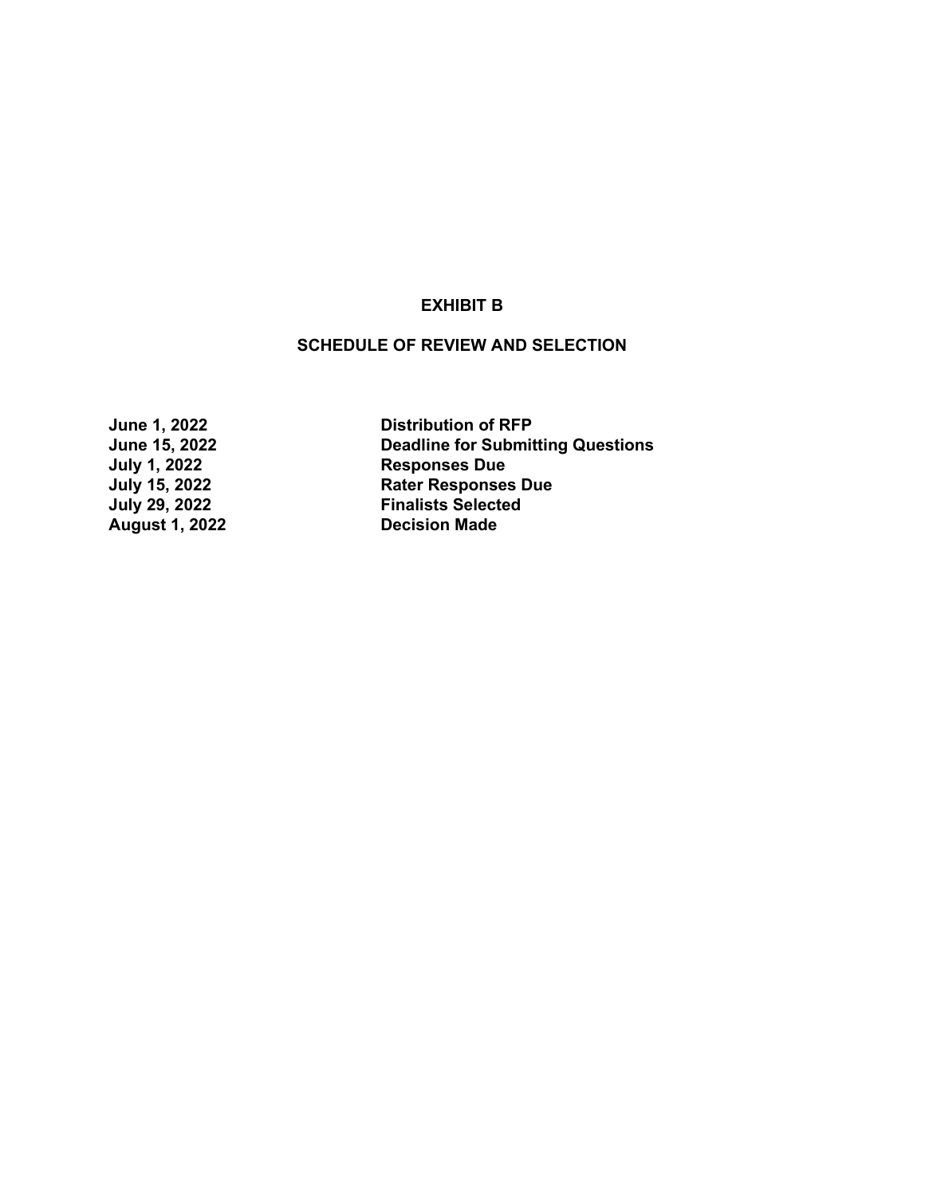# EXHIBIT B

## SCHEDULE OF REVIEW AND SELECTION

| | |
|---|---|
| **June 1, 2022** | **Distribution of RFP** |
| **June 15, 2022** | **Deadline for Submitting Questions** |
| **July 1, 2022** | **Responses Due** |
| **July 15, 2022** | **Rater Responses Due** |
| **July 29, 2022** | **Finalists Selected** |
| **August 1, 2022** | **Decision Made** |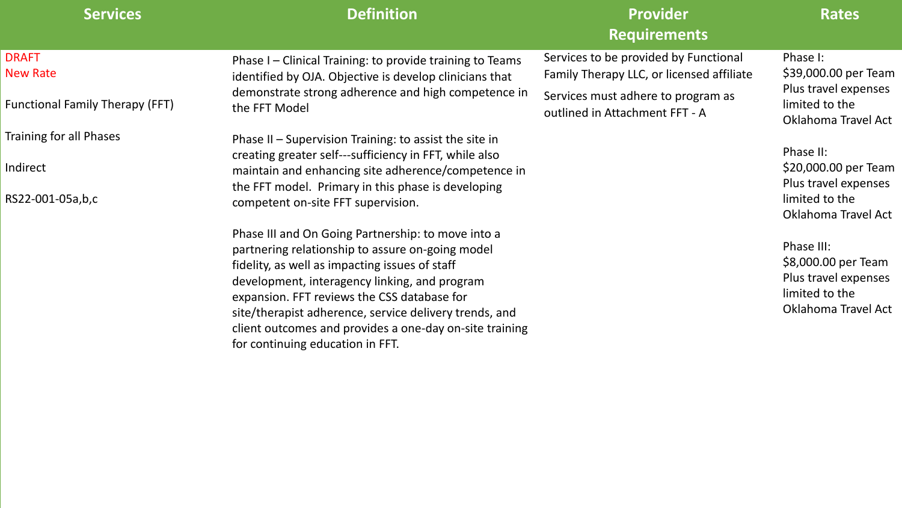| Services | Definition | Provider Requirements | Rates |
| --- | --- | --- | --- |
| DRAFT<br>New Rate<br><br>Functional Family Therapy (FFT)<br><br>Training for all Phases<br><br>Indirect<br><br>RS22-001-05a,b,c | Phase I – Clinical Training: to provide training to Teams identified by OJA. Objective is develop clinicians that demonstrate strong adherence and high competence in the FFT Model<br><br>Phase II – Supervision Training: to assist the site in creating greater self---sufficiency in FFT, while also maintain and enhancing site adherence/competence in the FFT model. Primary in this phase is developing competent on-site FFT supervision.<br><br>Phase III and On Going Partnership: to move into a partnering relationship to assure on-going model fidelity, as well as impacting issues of staff development, interagency linking, and program expansion. FFT reviews the CSS database for site/therapist adherence, service delivery trends, and client outcomes and provides a one-day on-site training for continuing education in FFT. | Services to be provided by Functional Family Therapy LLC, or licensed affiliate<br><br>Services must adhere to program as outlined in Attachment FFT - A | Phase I:<br>$39,000.00 per Team Plus travel expenses limited to the Oklahoma Travel Act<br><br>Phase II:<br>$20,000.00 per Team Plus travel expenses limited to the Oklahoma Travel Act<br><br>Phase III:<br>$8,000.00 per Team Plus travel expenses limited to the Oklahoma Travel Act |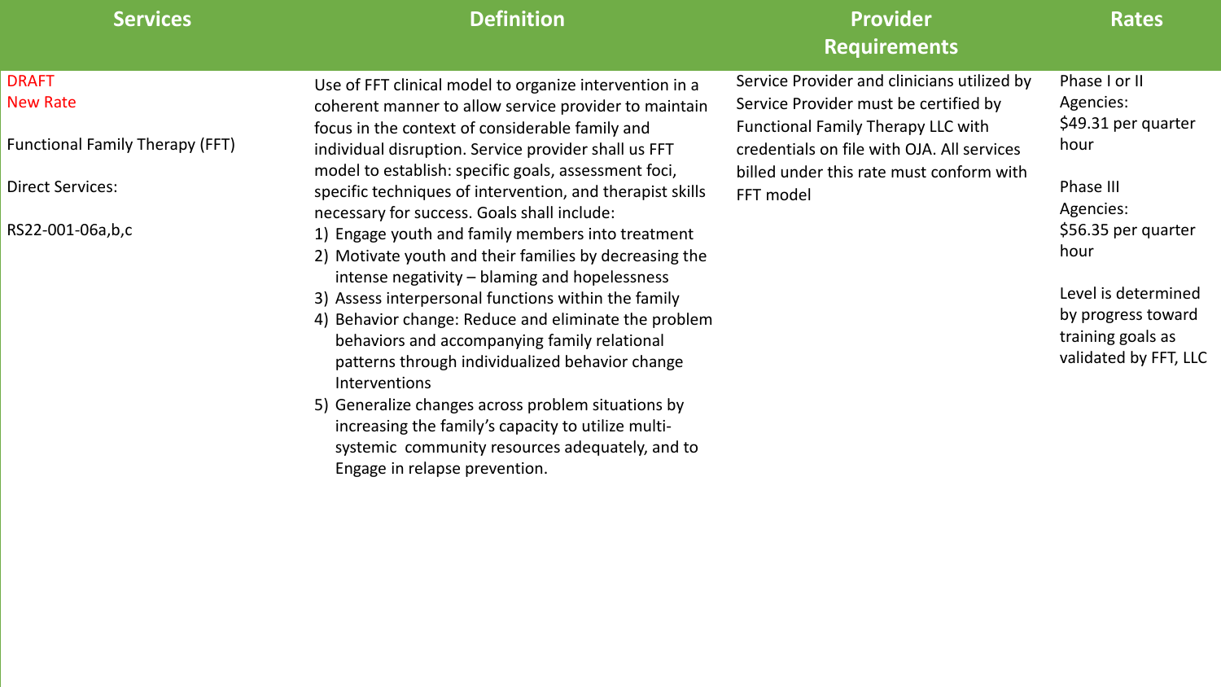| Services | Definition | Provider Requirements | Rates |
|---|---|---|---|
| DRAFT<br>New Rate<br><br>Functional Family Therapy (FFT)<br><br>Direct Services:<br><br>RS22-001-06a,b,c | Use of FFT clinical model to organize intervention in a coherent manner to allow service provider to maintain focus in the context of considerable family and individual disruption. Service provider shall us FFT model to establish: specific goals, assessment foci, specific techniques of intervention, and therapist skills necessary for success. Goals shall include:<br>1) Engage youth and family members into treatment<br>2) Motivate youth and their families by decreasing the intense negativity – blaming and hopelessness<br>3) Assess interpersonal functions within the family<br>4) Behavior change: Reduce and eliminate the problem behaviors and accompanying family relational patterns through individualized behavior change Interventions<br>5) Generalize changes across problem situations by increasing the family's capacity to utilize multi-systemic community resources adequately, and to Engage in relapse prevention. | Service Provider and clinicians utilized by Service Provider must be certified by Functional Family Therapy LLC with credentials on file with OJA. All services billed under this rate must conform with FFT model | Phase I or II Agencies: $49.31 per quarter hour<br><br>Phase III Agencies: $56.35 per quarter hour<br><br>Level is determined by progress toward training goals as validated by FFT, LLC |